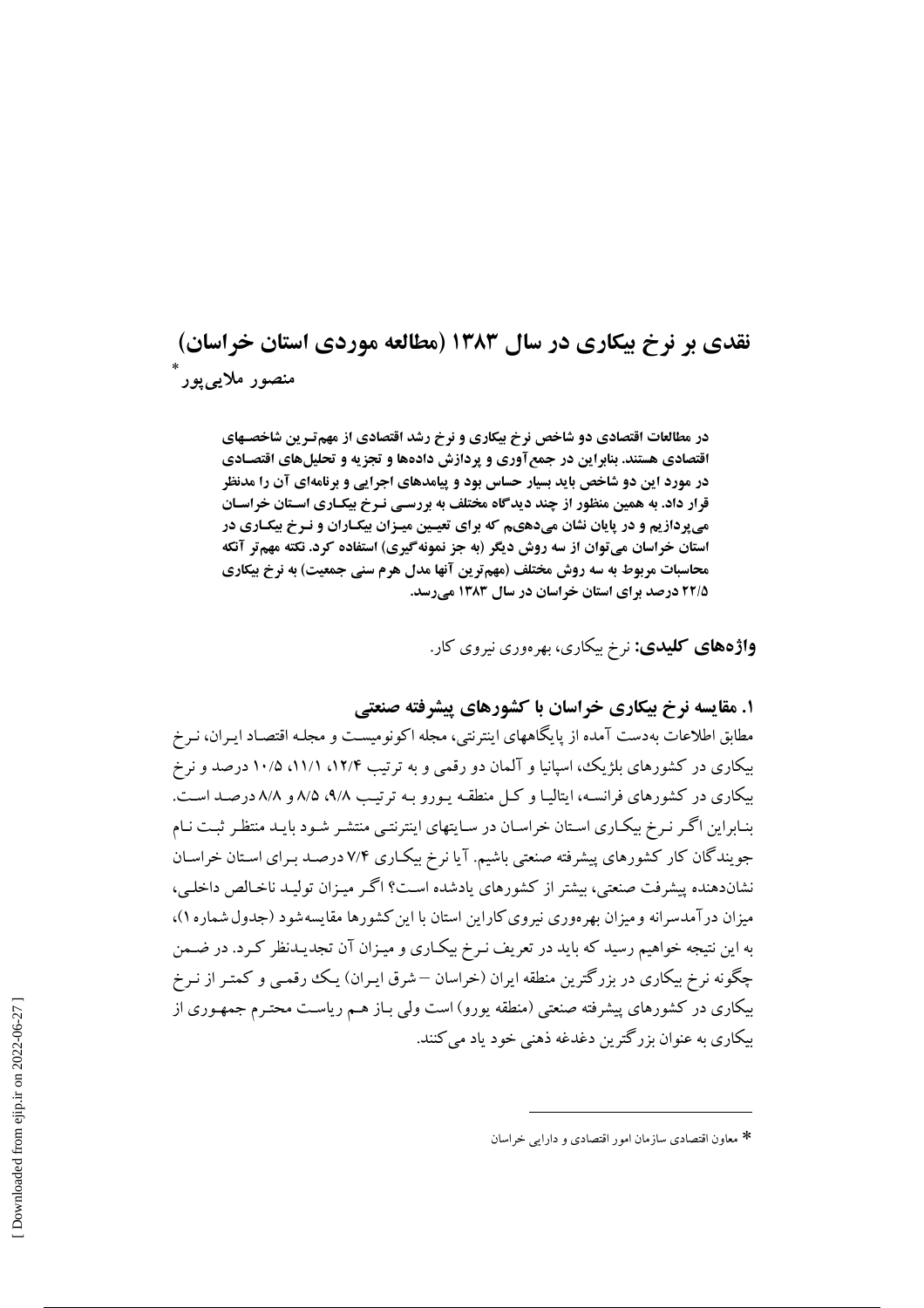# نقدی بر نرخ بیکاری در سال ۱۳۸۳ (مطالعه موردی استان خراسان)

**منصور ملایی‌پور** [*]

**در مطالعات اقتصادی دو شاخص نرخ بیکاری و نرخ رشد اقتصادی از مهم‌ترین شاخص‌های اقتصادی هستند. بنابراین در جمع‌آوری و پردازش داده‌ها و تجزیه و تحلیل‌های اقتصادی در مورد این دو شاخص باید بسیار حساس بود و پیامدهای اجرایی و برنامه‌ای آن را مدنظر قرار داد. به همین منظور از چند دیدگاه مختلف به بررسی نرخ بیکاری استان خراسان می‌پردازیم و در پایان نشان می‌دهیم که برای تعیین میزان بیکاران و نرخ بیکاری در استان خراسان می‌توان از سه روش دیگر (به جز نمونه‌گیری) استفاده کرد. نکته مهم‌تر آنکه محاسبات مربوط به سه روش مختلف (مهم‌ترین آنها مدل هرم سنی جمعیت) به نرخ بیکاری ۲۲/۵ درصد برای استان خراسان در سال ۱۳۸۳ می‌رسد.**

**واژه‌های کلیدی:** نرخ بیکاری، بهره‌وری نیروی کار.

## ۱. مقایسه نرخ بیکاری خراسان با کشورهای پیشرفته صنعتی

مطابق اطلاعات به‌دست آمده از پایگاههای اینترنتی، مجله اکونومیست و مجله اقتصاد ایران، نرخ بیکاری در کشورهای بلژیک، اسپانیا و آلمان دو رقمی و به ترتیب ۱۲/۴، ۱۱/۱، ۱۰/۵ درصد و نرخ بیکاری در کشورهای فرانسه، ایتالیا و کل منطقه یورو به ترتیب ۹/۸، ۸/۵ و ۸/۸ درصد است. بنابراین اگر نرخ بیکاری استان خراسان در سایتهای اینترنتی منتشر شود باید منتظر ثبت نام جویندگان کار کشورهای پیشرفته صنعتی باشیم. آیا نرخ بیکاری ۷/۴ درصد برای استان خراسان نشان‌دهنده پیشرفت صنعتی، بیشتر از کشورهای یادشده است؟ اگر میزان تولید ناخالص داخلی، میزان درآمدسرانه ومیزان بهره‌وری نیروی کاراین استان با این کشورها مقایسه‌شود (جدول شماره ۱)، به این نتیجه خواهیم رسید که باید در تعریف نرخ بیکاری و میزان آن تجدیدنظر کرد. در ضمن چگونه نرخ بیکاری در بزرگترین منطقه ایران (خراسان – شرق ایران) یک رقمی و کمتر از نرخ بیکاری در کشورهای پیشرفته صنعتی (منطقه یورو) است ولی باز هم ریاست محترم جمهوری از بیکاری به عنوان بزرگترین دغدغه ذهنی خود یاد می‌کنند.

[*] معاون اقتصادی سازمان امور اقتصادی و دارایی خراسان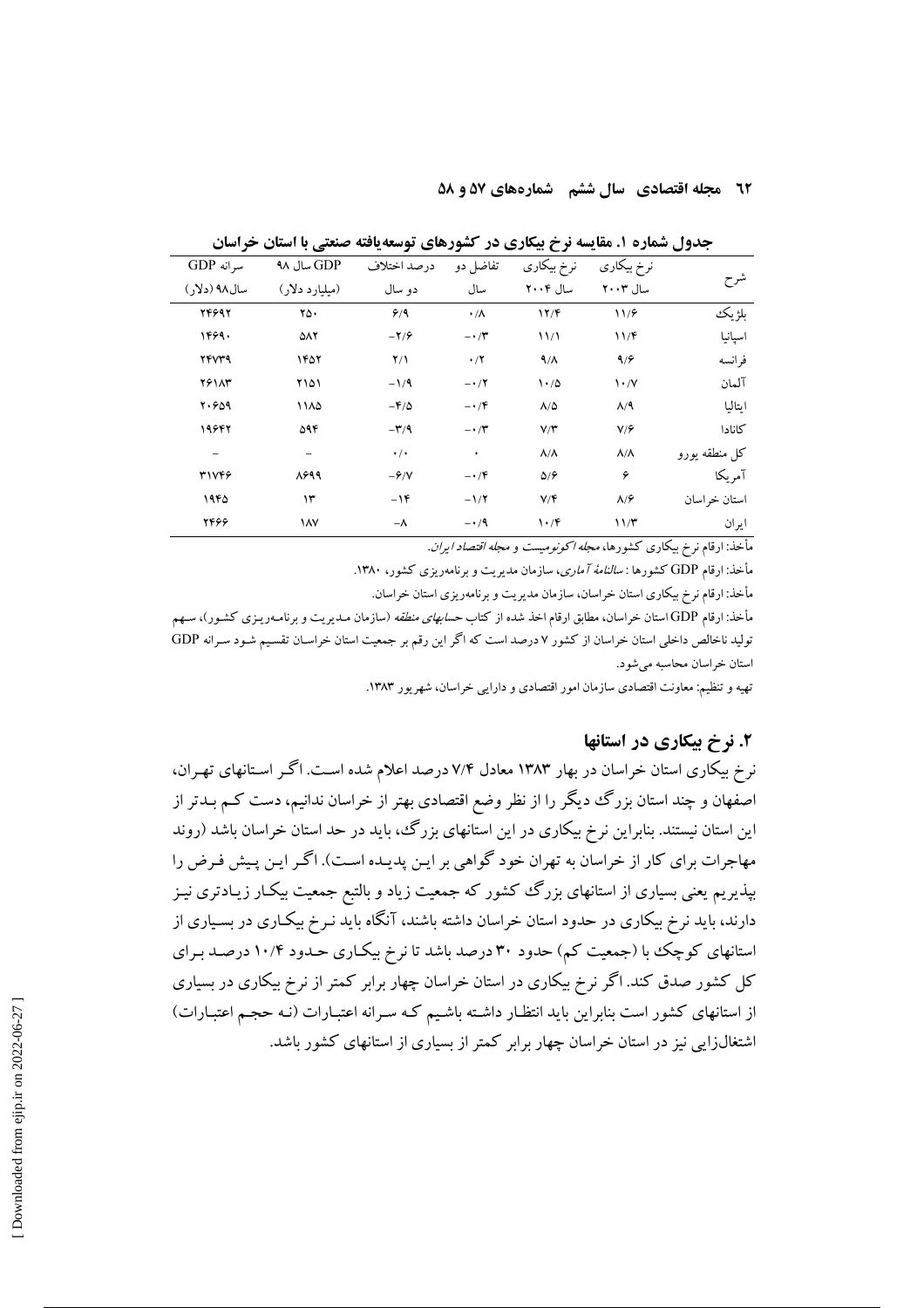**جدول شماره ۱. مقایسه نرخ بیکاری در کشورهای توسعه‌یافته صنعتی با استان خراسان**

| شرح | نرخ بیکاری سال ۲۰۰۳ | نرخ بیکاری سال ۲۰۰۴ | تفاضل دو سال | درصد اختلاف دو سال | GDP سال ۹۸ (میلیارد دلار) | سرانه GDP سال۹۸ (دلار) |
|---|---|---|---|---|---|---|
| بلژیک | ۱۱/۶ | ۱۲/۴ | ۰/۸ | ۶/۹ | ۲۵۰ | ۲۴۶۹۲ |
| اسپانیا | ۱۱/۴ | ۱۱/۱ | -۰/۳ | -۲/۶ | ۵۸۲ | ۱۴۶۹۰ |
| فرانسه | ۹/۶ | ۹/۸ | ۰/۲ | ۲/۱ | ۱۴۵۲ | ۲۴۷۳۹ |
| آلمان | ۱۰/۷ | ۱۰/۵ | -۰/۲ | -۱/۹ | ۲۱۵۱ | ۲۶۱۸۳ |
| ایتالیا | ۸/۹ | ۸/۵ | -۰/۴ | -۴/۵ | ۱۱۸۵ | ۲۰۶۵۹ |
| کانادا | ۷/۶ | ۷/۳ | -۰/۳ | -۳/۹ | ۵۹۴ | ۱۹۶۴۲ |
| کل منطقه یورو | ۸/۸ | ۸/۸ | ۰ | ۰/۰ | - | - |
| آمریکا | ۶ | ۵/۶ | -۰/۴ | -۶/۷ | ۸۶۹۹ | ۳۱۷۴۶ |
| استان خراسان | ۸/۶ | ۷/۴ | -۱/۲ | -۱۴ | ۱۳ | ۱۹۴۵ |
| ایران | ۱۱/۳ | ۱۰/۴ | -۰/۹ | -۸ | ۱۸۷ | ۲۴۶۶ |

مأخذ: ارقام نرخ بیکاری کشورها، *مجله اکونومیست* و *مجله اقتصاد ایران*.

مأخذ: ارقام GDP کشورها : *سالنامهٔ آماری*، سازمان مدیریت و برنامه‌ریزی کشور، ۱۳۸۰.

مأخذ: ارقام نرخ بیکاری استان خراسان، سازمان مدیریت و برنامه‌ریزی استان خراسان.

مأخذ: ارقام GDP استان خراسان، مطابق ارقام اخذ شده از کتاب *حسابهای منطقه* (سازمان مدیریت و برنامه‌ریزی کشور)، سهم تولید ناخالص داخلی استان خراسان از کشور ۷ درصد است که اگر این رقم بر جمعیت استان خراسان تقسیم شود سرانه GDP استان خراسان محاسبه می‌شود.

تهیه و تنظیم: معاونت اقتصادی سازمان امور اقتصادی و دارایی خراسان، شهریور ۱۳۸۳.

## ۲. نرخ بیکاری در استانها

نرخ بیکاری استان خراسان در بهار ۱۳۸۳ معادل ۷/۴ درصد اعلام شده است. اگر استانهای تهران، اصفهان و چند استان بزرگ دیگر را از نظر وضع اقتصادی بهتر از خراسان ندانیم، دست کم بدتر از این استان نیستند. بنابراین نرخ بیکاری در این استانهای بزرگ، باید در حد استان خراسان باشد (روند مهاجرات برای کار از خراسان به تهران خود گواهی بر این پدیده است). اگر این پیش فرض را بپذیریم یعنی بسیاری از استانهای بزرگ کشور که جمعیت زیاد و بالتبع جمعیت بیکار زیادتری نیز دارند، باید نرخ بیکاری در حدود استان خراسان داشته باشند، آنگاه باید نرخ بیکاری در بسیاری از استانهای کوچک با (جمعیت کم) حدود ۳۰ درصد باشد تا نرخ بیکاری حدود ۱۰/۴ درصد برای کل کشور صدق کند. اگر نرخ بیکاری در استان خراسان چهار برابر کمتر از نرخ بیکاری در بسیاری از استانهای کشور است بنابراین باید انتظار داشته باشیم که سرانه اعتبارات (نه حجم اعتبارات) اشتغال‌زایی نیز در استان خراسان چهار برابر کمتر از بسیاری از استانهای کشور باشد.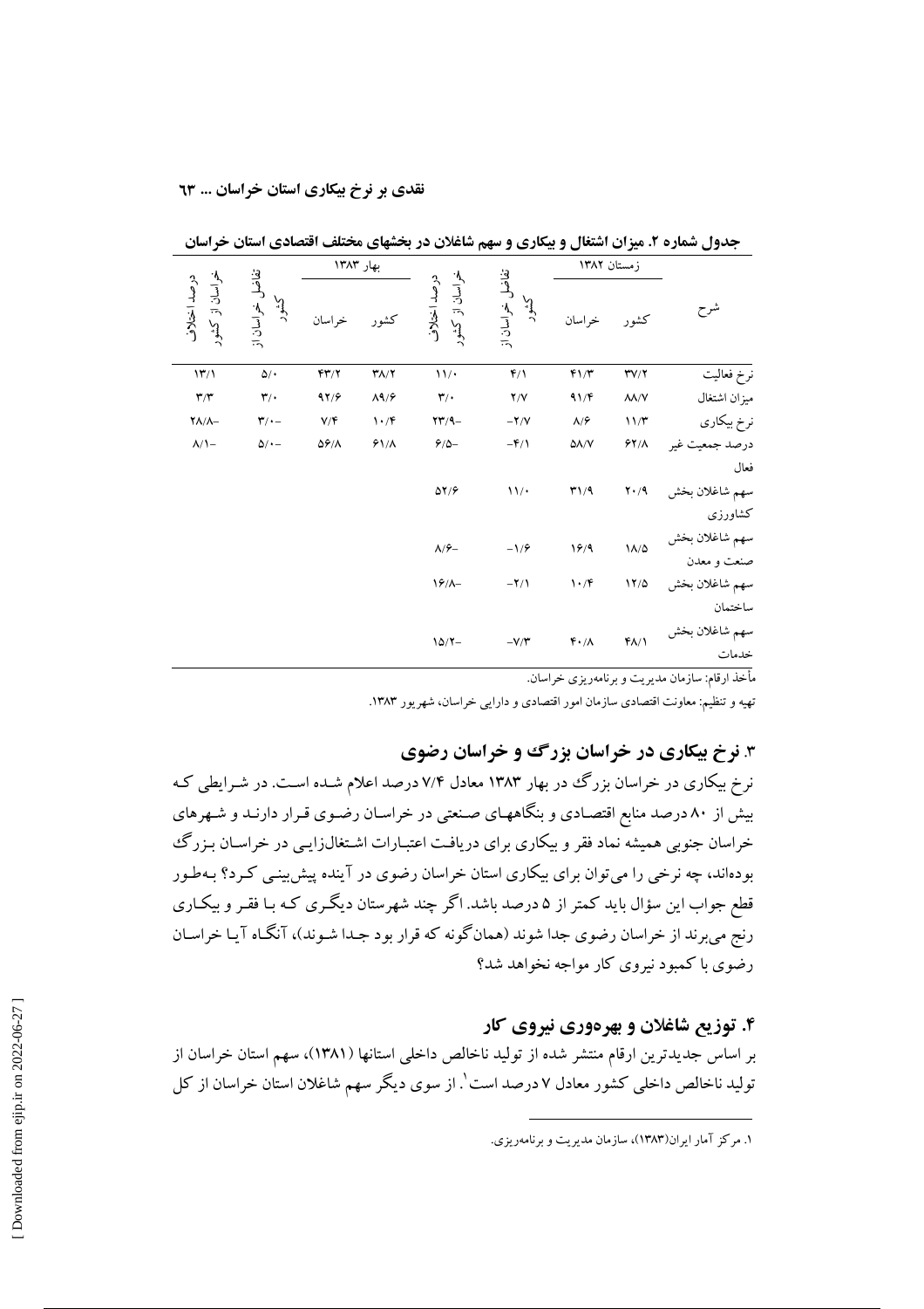جدول شماره ۲. میزان اشتغال و بیکاری و سهم شاغلان در بخشهای مختلف اقتصادی استان خراسان

| شرح | زمستان ۱۳۸۲ | | | | بهار ۱۳۸۳ | | | |
|---|---|---|---|---|---|---|---|---|
| | کشور | خراسان | تفاضل خراسان از کشور | درصد اختلاف خراسان از کشور | کشور | خراسان | تفاضل خراسان از کشور | درصد اختلاف خراسان از کشور |
| نرخ فعالیت | ۳۷/۲ | ۴۱/۳ | ۴/۱ | ۱۱/۰ | ۳۸/۲ | ۴۳/۲ | ۵/۰ | ۱۳/۱ |
| میزان اشتغال | ۸۸/۷ | ۹۱/۴ | ۲/۷ | ۳/۰ | ۸۹/۶ | ۹۲/۶ | ۳/۰ | ۳/۳ |
| نرخ بیکاری | ۱۱/۳ | ۸/۶ | -۲/۷ | -۲۳/۹ | ۱۰/۴ | ۷/۴ | -۳/۰ | -۲۸/۸ |
| درصد جمعیت غیر فعال | ۶۲/۸ | ۵۸/۷ | -۴/۱ | -۶/۵ | ۶۱/۸ | ۵۶/۸ | -۵/۰ | -۸/۱ |
| سهم شاغلان بخش کشاورزی | ۲۰/۹ | ۳۱/۹ | ۱۱/۰ | ۵۲/۶ | | | | |
| سهم شاغلان بخش صنعت و معدن | ۱۸/۵ | ۱۶/۹ | -۱/۶ | -۸/۶ | | | | |
| سهم شاغلان بخش ساختمان | ۱۲/۵ | ۱۰/۴ | -۲/۱ | -۱۶/۸ | | | | |
| سهم شاغلان بخش خدمات | ۴۸/۱ | ۴۰/۸ | -۷/۳ | -۱۵/۲ | | | | |

مأخذ ارقام: سازمان مدیریت و برنامه‌ریزی خراسان.

تهیه و تنظیم: معاونت اقتصادی سازمان امور اقتصادی و دارایی خراسان، شهریور ۱۳۸۳.

## ۳. نرخ بیکاری در خراسان بزرگ و خراسان رضوی

نرخ بیکاری در خراسان بزرگ در بهار ۱۳۸۳ معادل ۷/۴ درصد اعلام شده است. در شرایطی که بیش از ۸۰ درصد منابع اقتصادی و بنگاههای صنعتی در خراسان رضوی قرار دارند و شهرهای خراسان جنوبی همیشه نماد فقر و بیکاری برای دریافت اعتبارات اشتغال‌زایی در خراسان بزرگ بوده‌اند، چه نرخی را می‌توان برای بیکاری استان خراسان رضوی در آینده پیش‌بینی کرد؟ به‌طور قطع جواب این سؤال باید کمتر از ۵ درصد باشد. اگر چند شهرستان دیگری که با فقر و بیکاری رنج می‌برند از خراسان رضوی جدا شوند (همان‌گونه که قرار بود جدا شوند)، آنگاه آیا خراسان رضوی با کمبود نیروی کار مواجه نخواهد شد؟

## ۴. توزیع شاغلان و بهره‌وری نیروی کار

بر اساس جدیدترین ارقام منتشر شده از تولید ناخالص داخلی استانها (۱۳۸۱)، سهم استان خراسان از تولید ناخالص داخلی کشور معادل ۷ درصد است[۱]. از سوی دیگر سهم شاغلان استان خراسان از کل

۱. مرکز آمار ایران(۱۳۸۳)، سازمان مدیریت و برنامه‌ریزی.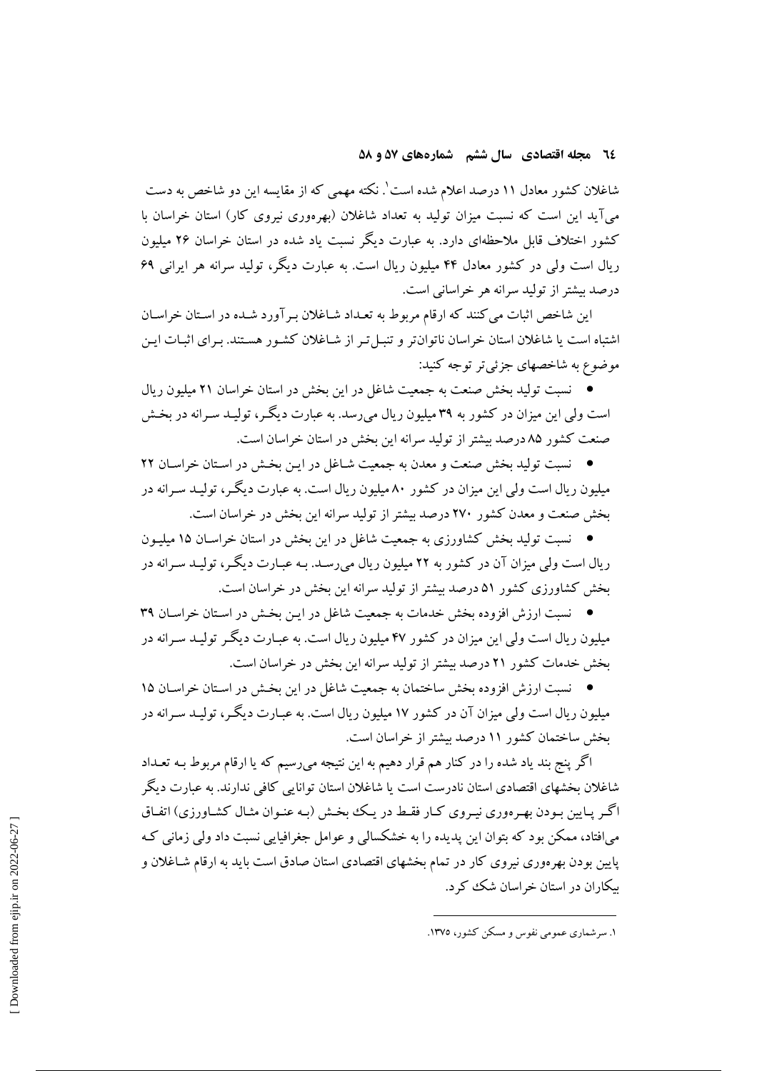شاغلان کشور معادل ۱۱ درصد اعلام شده است[1]. نکته مهمی که از مقایسه این دو شاخص به دست می‌آید این است که نسبت میزان تولید به تعداد شاغلان (بهره‌وری نیروی کار) استان خراسان با کشور اختلاف قابل ملاحظه‌ای دارد. به عبارت دیگر نسبت یاد شده در استان خراسان ۲۶ میلیون ریال است ولی در کشور معادل ۴۴ میلیون ریال است. به عبارت دیگر، تولید سرانه هر ایرانی ۶۹ درصد بیشتر از تولید سرانه هر خراسانی است.

این شاخص اثبات می‌کنند که ارقام مربوط به تعداد شاغلان برآورد شده در استان خراسان اشتباه است یا شاغلان استان خراسان ناتوان‌تر و تنبل‌تر از شاغلان کشور هستند. برای اثبات این موضوع به شاخصهای جزئی‌تر توجه کنید:

- نسبت تولید بخش صنعت به جمعیت شاغل در این بخش در استان خراسان ۲۱ میلیون ریال است ولی این میزان در کشور به ۳۹ میلیون ریال می‌رسد. به عبارت دیگر، تولید سرانه در بخش صنعت کشور ۸۵ درصد بیشتر از تولید سرانه این بخش در استان خراسان است.
- نسبت تولید بخش صنعت و معدن به جمعیت شاغل در این بخش در استان خراسان ۲۲ میلیون ریال است ولی این میزان در کشور ۸۰ میلیون ریال است. به عبارت دیگر، تولید سرانه در بخش صنعت و معدن کشور ۲۷۰ درصد بیشتر از تولید سرانه این بخش در خراسان است.
- نسبت تولید بخش کشاورزی به جمعیت شاغل در این بخش در استان خراسان ۱۵ میلیون ریال است ولی میزان آن در کشور به ۲۲ میلیون ریال می‌رسد. به عبارت دیگر، تولید سرانه در بخش کشاورزی کشور ۵۱ درصد بیشتر از تولید سرانه این بخش در خراسان است.
- نسبت ارزش افزوده بخش خدمات به جمعیت شاغل در این بخش در استان خراسان ۳۹ میلیون ریال است ولی این میزان در کشور ۴۷ میلیون ریال است. به عبارت دیگر تولید سرانه در بخش خدمات کشور ۲۱ درصد بیشتر از تولید سرانه این بخش در خراسان است.
- نسبت ارزش افزوده بخش ساختمان به جمعیت شاغل در این بخش در استان خراسان ۱۵ میلیون ریال است ولی میزان آن در کشور ۱۷ میلیون ریال است. به عبارت دیگر، تولید سرانه در بخش ساختمان کشور ۱۱ درصد بیشتر از خراسان است.

اگر پنج بند یاد شده را در کنار هم قرار دهیم به این نتیجه می‌رسیم که یا ارقام مربوط به تعداد شاغلان بخشهای اقتصادی استان نادرست است یا شاغلان استان توانایی کافی ندارند. به عبارت دیگر اگر پایین بودن بهره‌وری نیروی کار فقط در یک بخش (به عنوان مثال کشاورزی) اتفاق می‌افتاد، ممکن بود که بتوان این پدیده را به خشکسالی و عوامل جغرافیایی نسبت داد ولی زمانی که پایین بودن بهره‌وری نیروی کار در تمام بخشهای اقتصادی استان صادق است باید به ارقام شاغلان و بیکاران در استان خراسان شک کرد.

---

[1] سرشماری عمومی نفوس و مسکن کشور، ۱۳۷۵.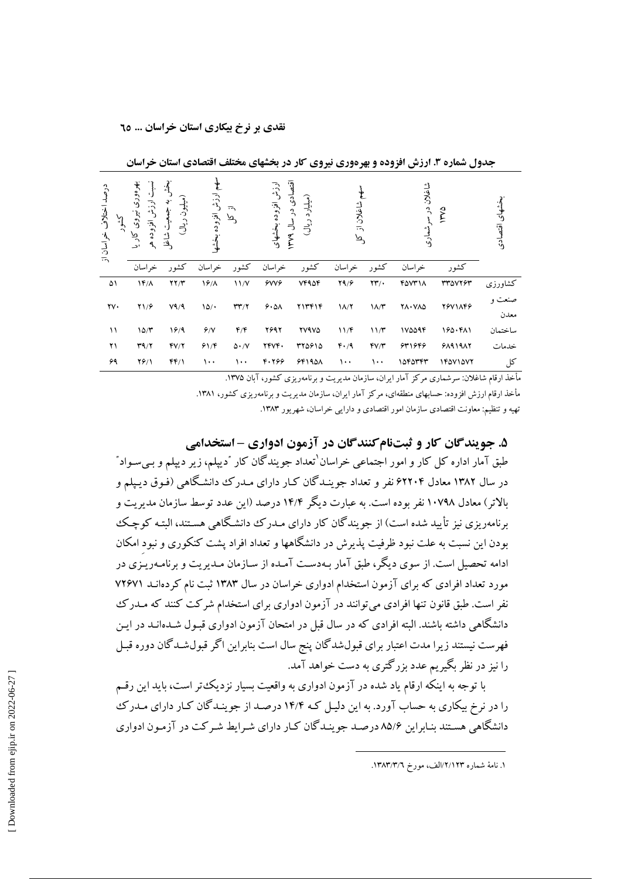**جدول شماره ۳. ارزش افزوده و بهره‌وری نیروی کار در بخشهای مختلف اقتصادی استان خراسان**

| بخشهای اقتصادی | شاغلان در سرشماری ۱۳۷۵ | | سهم شاغلان از کل | | ارزش افزوده بخشهای اقتصادی در سال ۱۳۷۹ (میلیارد ریال) | | سهم ارزش افزوده بخشها از کل | | بهره‌وری نیروی کار یا نسبت ارزش افزوده هر بخش به جمعیت شاغل (میلیون ریال) | | درصد اختلاف خراسان از کشور |
|---|---|---|---|---|---|---|---|---|---|---|---|
| | کشور | خراسان | کشور | خراسان | کشور | خراسان | کشور | خراسان | کشور | خراسان | |
| کشاورزی | ۳۳۵۷۲۶۳ | ۴۵۷۳۱۸ | ۲۳/۰ | ۲۹/۶ | ۷۴۹۵۴ | ۶۷۷۶ | ۱۱/۷ | ۱۶/۸ | ۲۲/۳ | ۱۴/۸ | ۵۱ |
| صنعت و معدن | ۲۶۷۱۸۴۶ | ۲۸۰۷۸۵ | ۱۸/۳ | ۱۸/۲ | ۲۱۳۴۱۴ | ۶۰۵۸ | ۳۳/۲ | ۱۵/۰ | ۷۹/۹ | ۲۱/۶ | ۲۷۰ |
| ساختمان | ۱۶۵۰۴۸۱ | ۱۷۵۵۹۴ | ۱۱/۳ | ۱۱/۴ | ۲۷۹۷۵ | ۲۶۹۲ | ۴/۴ | ۶/۷ | ۱۶/۹ | ۱۵/۳ | ۱۱ |
| خدمات | ۶۸۹۱۹۸۲ | ۶۳۱۶۴۶ | ۴۷/۳ | ۴۰/۹ | ۳۲۵۶۱۵ | ۲۴۷۴۰ | ۵۰/۷ | ۶۱/۴ | ۴۷/۲ | ۳۹/۲ | ۲۱ |
| کل | ۱۴۵۷۱۵۷۲ | ۱۵۴۵۳۴۳ | ۱۰۰ | ۱۰۰ | ۶۴۱۹۵۸ | ۴۰۲۶۶ | ۱۰۰ | ۱۰۰ | ۴۴/۱ | ۲۶/۱ | ۶۹ |

مأخذ ارقام شاغلان: سرشماری مرکز آمار ایران، سازمان مدیریت و برنامه‌ریزی کشور، آبان ۱۳۷۵.

مأخذ ارقام ارزش افزوده: حسابهای منطقه‌ای، مرکز آمار ایران، سازمان مدیریت و برنامه‌ریزی کشور، ۱۳۸۱.

تهیه و تنظیم: معاونت اقتصادی سازمان امور اقتصادی و دارایی خراسان، شهریور ۱۳۸۳.

## ۵. جویندگان کار و ثبت‌نام‌کنندگان در آزمون ادواری – استخدامی

طبق آمار اداره کل کار و امور اجتماعی خراسان[۱] تعداد جویندگان کار "دیپلم، زیر دیپلم و بی‌سواد" در سال ۱۳۸۲ معادل ۶۲۲۰۴ نفر و تعداد جویندگان کار دارای مدرک دانشگاهی (فوق دیپلم و بالاتر) معادل ۱۰۷۹۸ نفر بوده است. به عبارت دیگر ۱۴/۴ درصد (این عدد توسط سازمان مدیریت و برنامه‌ریزی نیز تأیید شده است) از جویندگان کار دارای مدرک دانشگاهی هستند، البته کوچک بودن این نسبت به علت نبود ظرفیت پذیرش در دانشگاهها و تعداد افراد پشت کنکوری و نبودِ امکان ادامه تحصیل است. از سوی دیگر، طبق آمار به‌دست آمده از سازمان مدیریت و برنامه‌ریزی در مورد تعداد افرادی که برای آزمون استخدام ادواری خراسان در سال ۱۳۸۳ ثبت نام کرده‌اند ۷۲۶۷۱ نفر است. طبق قانون تنها افرادی می‌توانند در آزمون ادواری برای استخدام شرکت کنند که مدرک دانشگاهی داشته باشند. البته افرادی که در سال قبل در امتحان آزمون ادواری قبول شده‌اند در این فهرست نیستند زیرا مدت اعتبار برای قبول‌شدگان پنج سال است بنابراین اگر قبول‌شدگان دوره قبل را نیز در نظر بگیریم عدد بزرگتری به دست خواهد آمد.

با توجه به اینکه ارقام یاد شده در آزمون ادواری به واقعیت بسیار نزدیک‌تر است، باید این رقم را در نرخ بیکاری به حساب آورد. به این دلیل که ۱۴/۴ درصد از جویندگان کار دارای مدرک دانشگاهی هستند بنابراین ۸۵/۶ درصد جویندگان کار دارای شرایط شرکت در آزمون ادواری

---

۱. نامهٔ شماره ۲/۱۲۳/الف، مورخ ۱۳۸۳/۳/۶.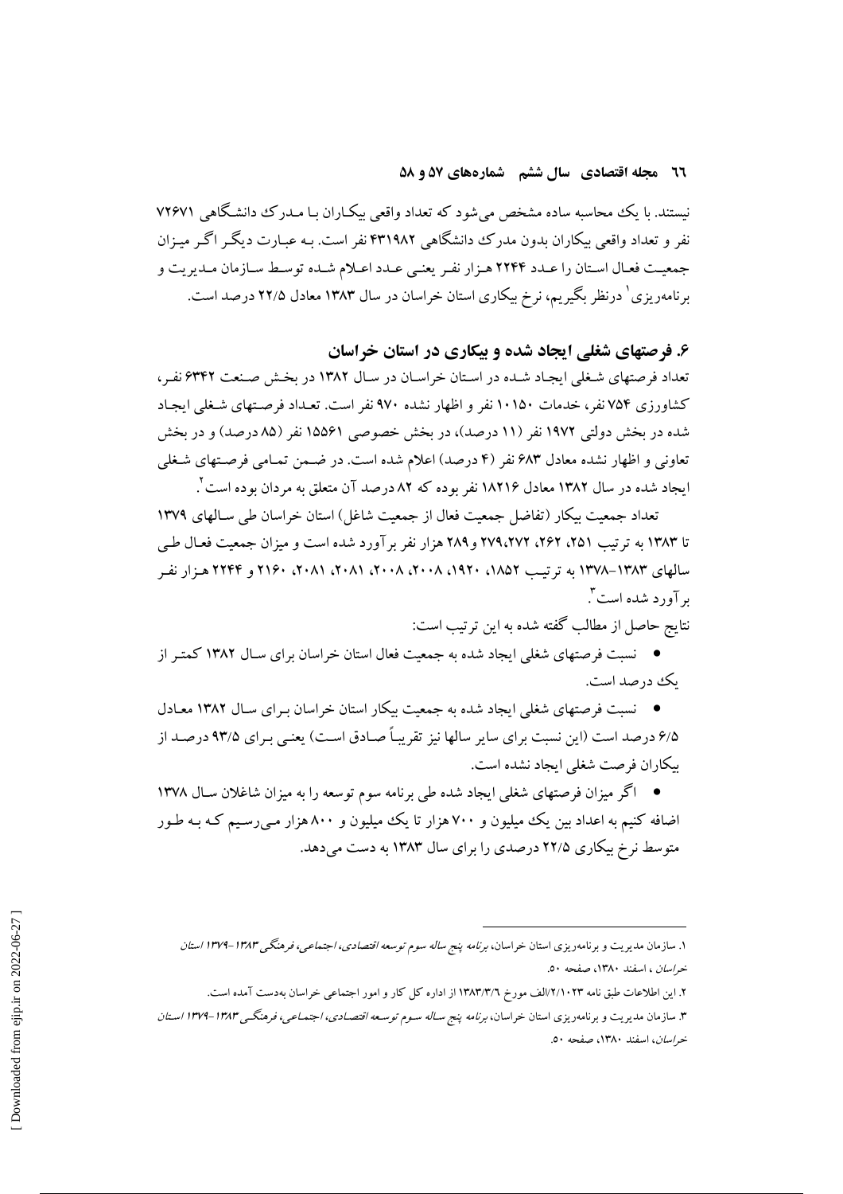نیستند. با یک محاسبه ساده مشخص می‌شود که تعداد واقعی بیکاران با مدرک دانشگاهی ۷۲۶۷۱ نفر و تعداد واقعی بیکاران بدون مدرک دانشگاهی ۴۳۱۹۸۲ نفر است. به عبارت دیگر اگر میزان جمعیت فعال استان را عدد ۲۲۴۴ هزار نفر یعنی عدد اعلام شده توسط سازمان مدیریت و برنامه‌ریزی[1] درنظر بگیریم، نرخ بیکاری استان خراسان در سال ۱۳۸۳ معادل ۲۲/۵ درصد است.

## ۶. فرصتهای شغلی ایجاد شده و بیکاری در استان خراسان

تعداد فرصتهای شغلی ایجاد شده در استان خراسان در سال ۱۳۸۲ در بخش صنعت ۶۳۴۲ نفر، کشاورزی ۷۵۴ نفر، خدمات ۱۰۱۵۰ نفر و اظهار نشده ۹۷۰ نفر است. تعداد فرصتهای شغلی ایجاد شده در بخش دولتی ۱۹۷۲ نفر (۱۱ درصد)، در بخش خصوصی ۱۵۵۶۱ نفر (۸۵ درصد) و در بخش تعاونی و اظهار نشده معادل ۶۸۳ نفر (۴ درصد) اعلام شده است. در ضمن تمامی فرصتهای شغلی ایجاد شده در سال ۱۳۸۲ معادل ۱۸۲۱۶ نفر بوده که ۸۲ درصد آن متعلق به مردان بوده است[2].

تعداد جمعیت بیکار (تفاضل جمعیت فعال از جمعیت شاغل) استان خراسان طی سالهای ۱۳۷۹ تا ۱۳۸۳ به ترتیب ۲۵۱، ۲۶۲، ۲۷۹،۲۷۲ و ۲۸۹ هزار نفر برآورد شده است و میزان جمعیت فعال طی سالهای ۱۳۸۳-۱۳۷۸ به ترتیب ۱۸۵۲، ۱۹۲۰، ۲۰۰۸، ۲۰۰۸، ۲۰۸۱، ۲۰۸۱، ۲۱۶۰ و ۲۲۴۴ هزار نفر برآورد شده است[3].

نتایج حاصل از مطالب گفته شده به این ترتیب است:

- نسبت فرصتهای شغلی ایجاد شده به جمعیت فعال استان خراسان برای سال ۱۳۸۲ کمتر از یک درصد است.
- نسبت فرصتهای شغلی ایجاد شده به جمعیت بیکار استان خراسان برای سال ۱۳۸۲ معادل ۶/۵ درصد است (این نسبت برای سایر سالها نیز تقریباً صادق است) یعنی برای ۹۳/۵ درصد از بیکاران فرصت شغلی ایجاد نشده است.
- اگر میزان فرصتهای شغلی ایجاد شده طی برنامه سوم توسعه را به میزان شاغلان سال ۱۳۷۸ اضافه کنیم به اعداد بین یک میلیون و ۷۰۰ هزار تا یک میلیون و ۸۰۰ هزار می‌رسیم که به طور متوسط نرخ بیکاری ۲۲/۵ درصدی را برای سال ۱۳۸۳ به دست می‌دهد.

---

۱. سازمان مدیریت و برنامه‌ریزی استان خراسان، *برنامه پنج ساله سوم توسعه اقتصادی، اجتماعی، فرهنگی ۱۳۸۳-۱۳۷۹ استان خراسان*، اسفند ۱۳۸۰، صفحه ۵۰.

۲. این اطلاعات طبق نامه ۲/۱۰۲۳/الف مورخ ۱۳۸۳/۳/۶ از اداره کل کار و امور اجتماعی خراسان به‌دست آمده است.

۳. سازمان مدیریت و برنامه‌ریزی استان خراسان، *برنامه پنج ساله سوم توسعه اقتصادی، اجتماعی، فرهنگی ۱۳۸۳-۱۳۷۹ استان خراسان*، اسفند ۱۳۸۰، صفحه ۵۰.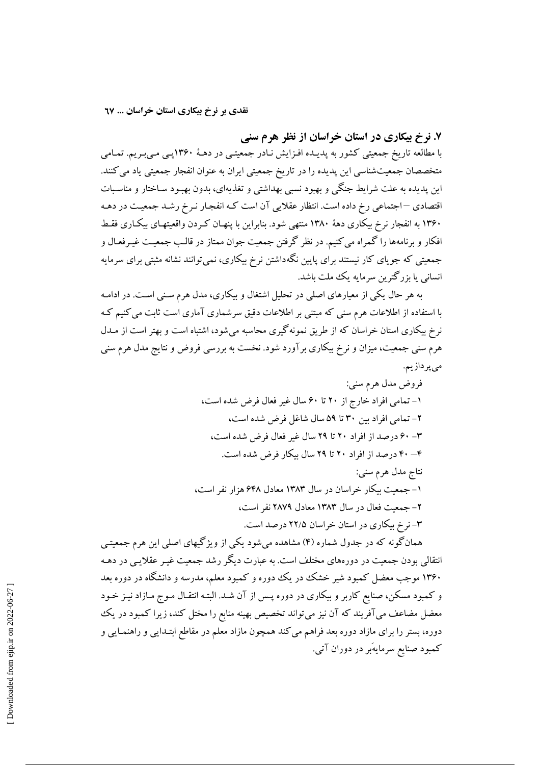## ۷. نرخ بیکاری در استان خراسان از نظر هرم سنی

با مطالعه تاریخ جمعیتی کشور به پدیده افزایش نادر جمعیتی در دهۀ ۱۳۶۰پی می‌بریم. تمامی متخصصان جمعیت‌شناسی این پدیده را در تاریخ جمعیتی ایران به عنوان انفجار جمعیتی یاد می‌کنند. این پدیده به علت شرایط جنگی و بهبود نسبی بهداشتی و تغذیه‌ای، بدون بهبود ساختار و مناسبات اقتصادی –اجتماعی رخ داده است. انتظار عقلایی آن است که انفجار نرخ رشد جمعیت در دهه ۱۳۶۰ به انفجار نرخ بیکاری دهۀ ۱۳۸۰ منتهی شود. بنابراین با پنهان کردن واقعیتهای بیکاری فقط افکار و برنامه‌ها را گمراه می‌کنیم. در نظر گرفتن جمعیت جوان ممتاز در قالب جمعیت غیرفعال و جمعیتی که جویای کار نیستند برای پایین نگه‌داشتن نرخ بیکاری، نمی‌توانند نشانه مثبتی برای سرمایه انسانی یا بزرگترین سرمایه یک ملت باشد.

به هر حال یکی از معیارهای اصلی در تحلیل اشتغال و بیکاری، مدل هرم سنی است. در ادامه با استفاده از اطلاعات هرم سنی که مبتنی بر اطلاعات دقیق سرشماری آماری است ثابت می‌کنیم که نرخ بیکاری استان خراسان که از طریق نمونه‌گیری محاسبه می‌شود، اشتباه است و بهتر است از مدل هرم سنی جمعیت، میزان و نرخ بیکاری برآورد شود. نخست به بررسی فروض و نتایج مدل هرم سنی می‌پردازیم.

فروض مدل هرم سنی:

۱- تمامی افراد خارج از ۲۰ تا ۶۰ سال غیر فعال فرض شده است،

۲- تمامی افراد بین ۳۰ تا ۵۹ سال شاغل فرض شده است،

۳- ۶۰ درصد از افراد ۲۰ تا ۲۹ سال غیر فعال فرض شده است،

۴- ۴۰ درصد از افراد ۲۰ تا ۲۹ سال بیکار فرض شده است.

نتاج مدل هرم سنی:

۱- جمعیت بیکار خراسان در سال ۱۳۸۳ معادل ۶۴۸ هزار نفر است،

۲- جمعیت فعال در سال ۱۳۸۳ معادل ۲۸۷۹ نفر است،

۳- نرخ بیکاری در استان خراسان ۲۲/۵ درصد است.

همان‌گونه که در جدول شماره (۴) مشاهده می‌شود یکی از ویژگیهای اصلی این هرم جمعیتی انتقالی بودن جمعیت در دوره‌های مختلف است. به عبارت دیگر رشد جمعیت غیر عقلایی در دهه ۱۳۶۰ موجب معضل کمبود شیر خشک در یک دوره و کمبود معلم، مدرسه و دانشگاه در دوره بعد و کمبود مسکن، صنایع کاربر و بیکاری در دوره پس از آن شد. البته انتقال موج مازاد نیز خود معضل مضاعف می‌آفریند که آن نیز می‌تواند تخصیص بهینه منابع را مختل کند، زیرا کمبود در یک دوره، بستر را برای مازاد دوره بعد فراهم می‌کند همچون مازاد معلم در مقاطع ابتدایی و راهنمایی و کمبود صنایع سرمایه‌بر در دوران آتی.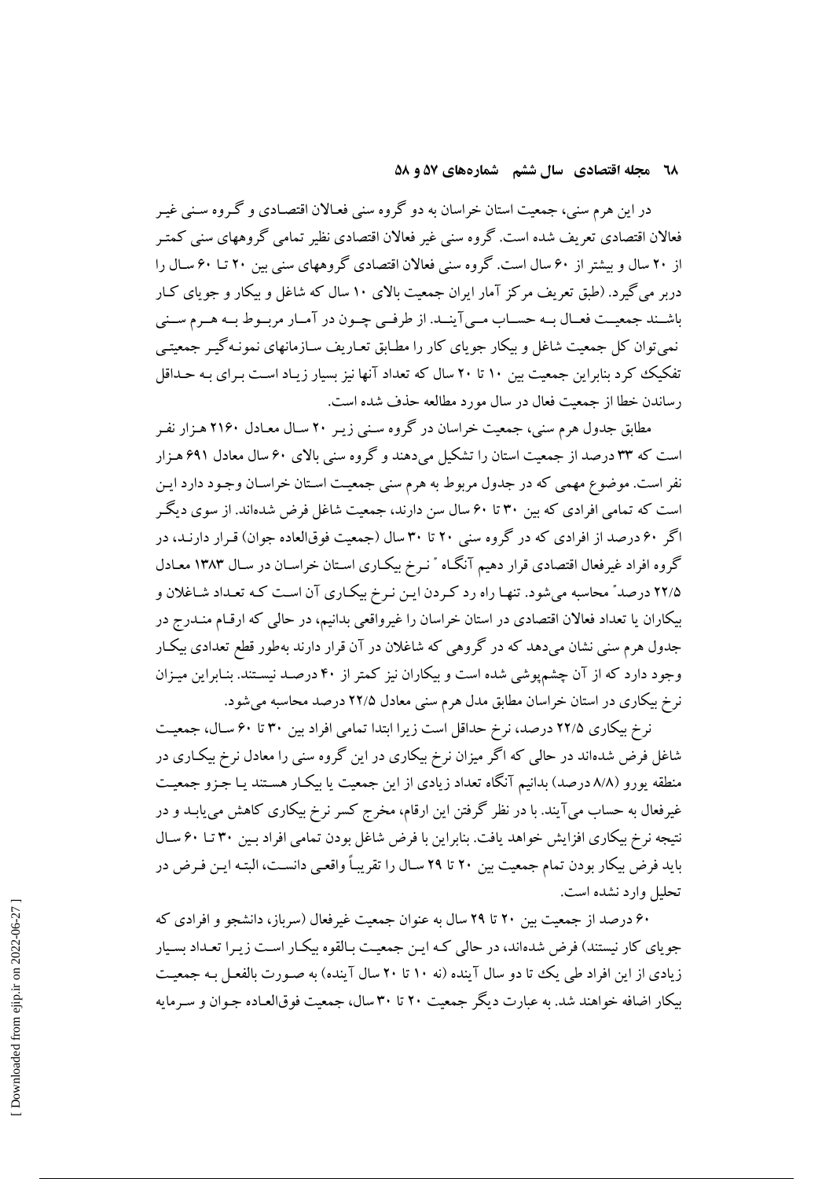در این هرم سنی، جمعیت استان خراسان به دو گروه سنی فعالان اقتصادی و گروه سنی غیر فعالان اقتصادی تعریف شده است. گروه سنی غیر فعالان اقتصادی نظیر تمامی گروههای سنی کمتر از ۲۰ سال و بیشتر از ۶۰ سال است. گروه سنی فعالان اقتصادی گروههای سنی بین ۲۰ تا ۶۰ سال را دربر می‌گیرد. (طبق تعریف مرکز آمار ایران جمعیت بالای ۱۰ سال که شاغل و بیکار و جویای کار باشند جمعیت فعال به حساب می‌آیند. از طرفی چون در آمار مربوط به هرم سنی نمی‌توان کل جمعیت شاغل و بیکار جویای کار را مطابق تعاریف سازمانهای نمونه‌گیر جمعیتی تفکیک کرد بنابراین جمعیت بین ۱۰ تا ۲۰ سال که تعداد آنها نیز بسیار زیاد است برای به حداقل رساندن خطا از جمعیت فعال در سال مورد مطالعه حذف شده است.

مطابق جدول هرم سنی، جمعیت خراسان در گروه سنی زیر ۲۰ سال معادل ۲۱۶۰ هزار نفر است که ۳۳ درصد از جمعیت استان را تشکیل می‌دهند و گروه سنی بالای ۶۰ سال معادل ۶۹۱ هزار نفر است. موضوع مهمی که در جدول مربوط به هرم سنی جمعیت استان خراسان وجود دارد این است که تمامی افرادی که بین ۳۰ تا ۶۰ سال سن دارند، جمعیت شاغل فرض شده‌اند. از سوی دیگر اگر ۶۰ درصد از افرادی که در گروه سنی ۲۰ تا ۳۰ سال (جمعیت فوق‌العاده جوان) قرار دارند، در گروه افراد غیرفعال اقتصادی قرار دهیم آنگاه "نرخ بیکاری استان خراسان در سال ۱۳۸۳ معادل ۲۲/۵ درصد" محاسبه می‌شود. تنها راه رد کردن این نرخ بیکاری آن است که تعداد شاغلان و بیکاران یا تعداد فعالان اقتصادی در استان خراسان را غیرواقعی بدانیم، در حالی که ارقام مندرج در جدول هرم سنی نشان می‌دهد که در گروهی که شاغلان در آن قرار دارند به‌طور قطع تعدادی بیکار وجود دارد که از آن چشم‌پوشی شده است و بیکاران نیز کمتر از ۴۰ درصد نیستند. بنابراین میزان نرخ بیکاری در استان خراسان مطابق مدل هرم سنی معادل ۲۲/۵ درصد محاسبه می‌شود.

نرخ بیکاری ۲۲/۵ درصد، نرخ حداقل است زیرا ابتدا تمامی افراد بین ۳۰ تا ۶۰ سال، جمعیت شاغل فرض شده‌اند در حالی که اگر میزان نرخ بیکاری در این گروه سنی را معادل نرخ بیکاری در منطقه یورو (۸/۸ درصد) بدانیم آنگاه تعداد زیادی از این جمعیت یا بیکار هستند یا جزو جمعیت غیرفعال به حساب می‌آیند. با در نظر گرفتن این ارقام، مخرج کسر نرخ بیکاری کاهش می‌یابد و در نتیجه نرخ بیکاری افزایش خواهد یافت. بنابراین با فرض شاغل بودن تمامی افراد بین ۳۰ تا ۶۰ سال باید فرض بیکار بودن تمام جمعیت بین ۲۰ تا ۲۹ سال را تقریباً واقعی دانست، البته این فرض در تحلیل وارد نشده است.

۶۰ درصد از جمعیت بین ۲۰ تا ۲۹ سال به عنوان جمعیت غیرفعال (سرباز، دانشجو و افرادی که جویای کار نیستند) فرض شده‌اند، در حالی که این جمعیت بالقوه بیکار است زیرا تعداد بسیار زیادی از این افراد طی یک تا دو سال آینده (نه ۱۰ تا ۲۰ سال آینده) به صورت بالفعل به جمعیت بیکار اضافه خواهند شد. به عبارت دیگر جمعیت ۲۰ تا ۳۰ سال، جمعیت فوق‌العاده جوان و سرمایه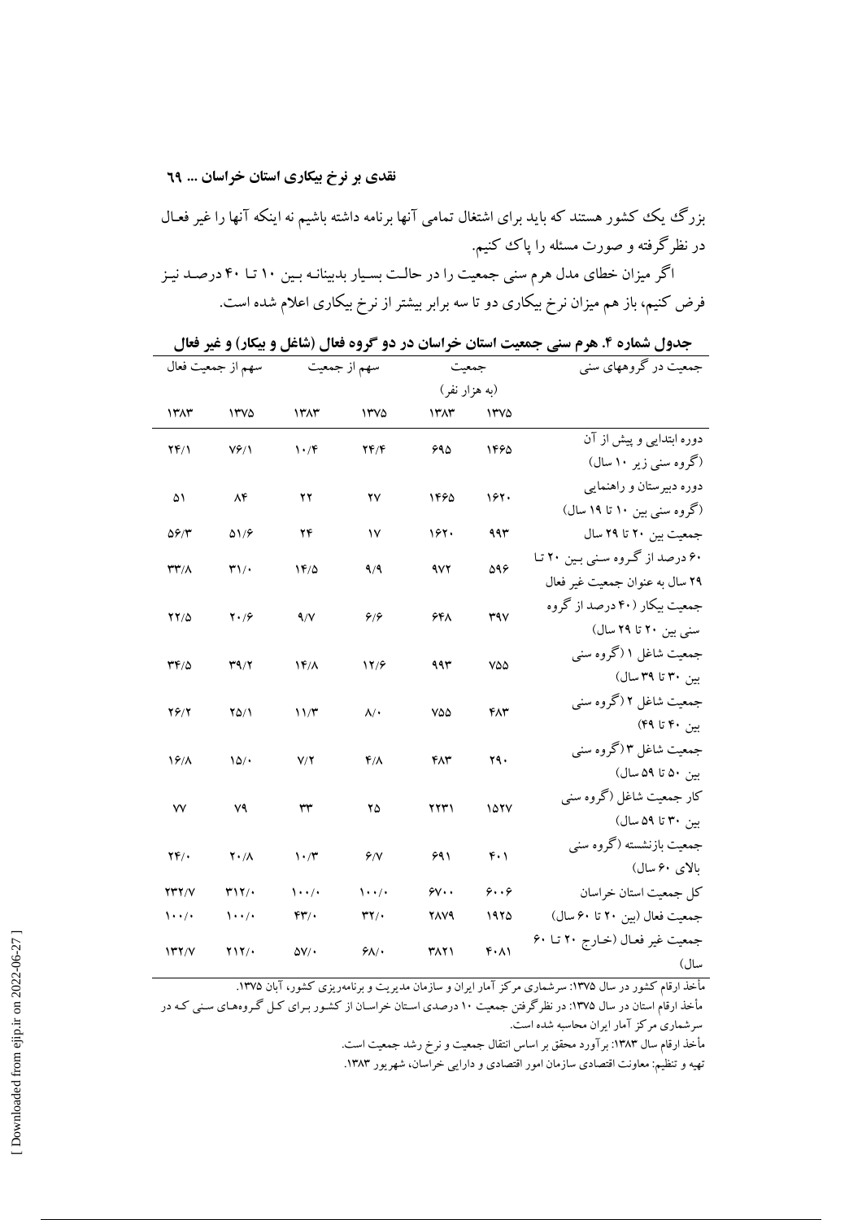بزرگ یک کشور هستند که باید برای اشتغال تمامی آنها برنامه داشته باشیم نه اینکه آنها را غیر فعال در نظر گرفته و صورت مسئله را پاک کنیم.

اگر میزان خطای مدل هرم سنی جمعیت را در حالت بسیار بدبینانه بین ۱۰ تا ۴۰ درصد نیز فرض کنیم، باز هم میزان نرخ بیکاری دو تا سه برابر بیشتر از نرخ بیکاری اعلام شده است.

**جدول شماره ۴. هرم سنی جمعیت استان خراسان در دو گروه فعال (شاغل و بیکار) و غیر فعال**

| جمعیت در گروههای سنی | جمعیت (به هزار نفر) | | سهم از جمعیت | | سهم از جمعیت فعال | |
|---|---|---|---|---|---|---|
| | ۱۳۷۵ | ۱۳۸۳ | ۱۳۷۵ | ۱۳۸۳ | ۱۳۷۵ | ۱۳۸۳ |
| دوره ابتدایی و پیش از آن (گروه سنی زیر ۱۰ سال) | ۱۴۶۵ | ۶۹۵ | ۲۴/۴ | ۱۰/۴ | ۷۶/۱ | ۲۴/۱ |
| دوره دبیرستان و راهنمایی (گروه سنی بین ۱۰ تا ۱۹ سال) | ۱۶۲۰ | ۱۴۶۵ | ۲۷ | ۲۲ | ۸۴ | ۵۱ |
| جمعیت بین ۲۰ تا ۲۹ سال | ۹۹۳ | ۱۶۲۰ | ۱۷ | ۲۴ | ۵۱/۶ | ۵۶/۳ |
| ۶۰ درصد از گروه سنی بین ۲۰ تا ۲۹ سال به عنوان جمعیت غیر فعال | ۵۹۶ | ۹۷۲ | ۹/۹ | ۱۴/۵ | ۳۱/۰ | ۳۳/۸ |
| جمعیت بیکار (۴۰ درصد از گروه سنی بین ۲۰ تا ۲۹ سال) | ۳۹۷ | ۶۴۸ | ۶/۶ | ۹/۷ | ۲۰/۶ | ۲۲/۵ |
| جمعیت شاغل ۱ (گروه سنی بین ۳۰ تا ۳۹ سال) | ۷۵۵ | ۹۹۳ | ۱۲/۶ | ۱۴/۸ | ۳۹/۲ | ۳۴/۵ |
| جمعیت شاغل ۲ (گروه سنی بین ۴۰ تا ۴۹) | ۴۸۳ | ۷۵۵ | ۸/۰ | ۱۱/۳ | ۲۵/۱ | ۲۶/۲ |
| جمعیت شاغل ۳ (گروه سنی بین ۵۰ تا ۵۹ سال) | ۲۹۰ | ۴۸۳ | ۴/۸ | ۷/۲ | ۱۵/۰ | ۱۶/۸ |
| کار جمعیت شاغل (گروه سنی بین ۳۰ تا ۵۹ سال) | ۱۵۲۷ | ۲۲۳۱ | ۲۵ | ۳۳ | ۷۹ | ۷۷ |
| جمعیت بازنشسته (گروه سنی بالای ۶۰ سال) | ۴۰۱ | ۶۹۱ | ۶/۷ | ۱۰/۳ | ۲۰/۸ | ۲۴/۰ |
| کل جمعیت استان خراسان | ۶۰۰۶ | ۶۷۰۰ | ۱۰۰/۰ | ۱۰۰/۰ | ۳۱۲/۰ | ۲۳۲/۷ |
| جمعیت فعال (بین ۲۰ تا ۶۰ سال) | ۱۹۲۵ | ۲۸۷۹ | ۳۲/۰ | ۴۳/۰ | ۱۰۰/۰ | ۱۰۰/۰ |
| جمعیت غیر فعال (خارج ۲۰ تا ۶۰ سال) | ۴۰۸۱ | ۳۸۲۱ | ۶۸/۰ | ۵۷/۰ | ۲۱۲/۰ | ۱۳۲/۷ |

مأخذ ارقام کشور در سال ۱۳۷۵: سرشماری مرکز آمار ایران و سازمان مدیریت و برنامه‌ریزی کشور، آبان ۱۳۷۵.

مأخذ ارقام استان در سال ۱۳۷۵: در نظرگرفتن جمعیت ۱۰ درصدی استان خراسان از کشور برای کل گروه‌های سنی که در سرشماری مرکز آمار ایران محاسبه شده است.

مأخذ ارقام سال ۱۳۸۳: برآورد محقق بر اساس انتقال جمعیت و نرخ رشد جمعیت است.

تهیه و تنظیم: معاونت اقتصادی سازمان امور اقتصادی و دارایی خراسان، شهریور ۱۳۸۳.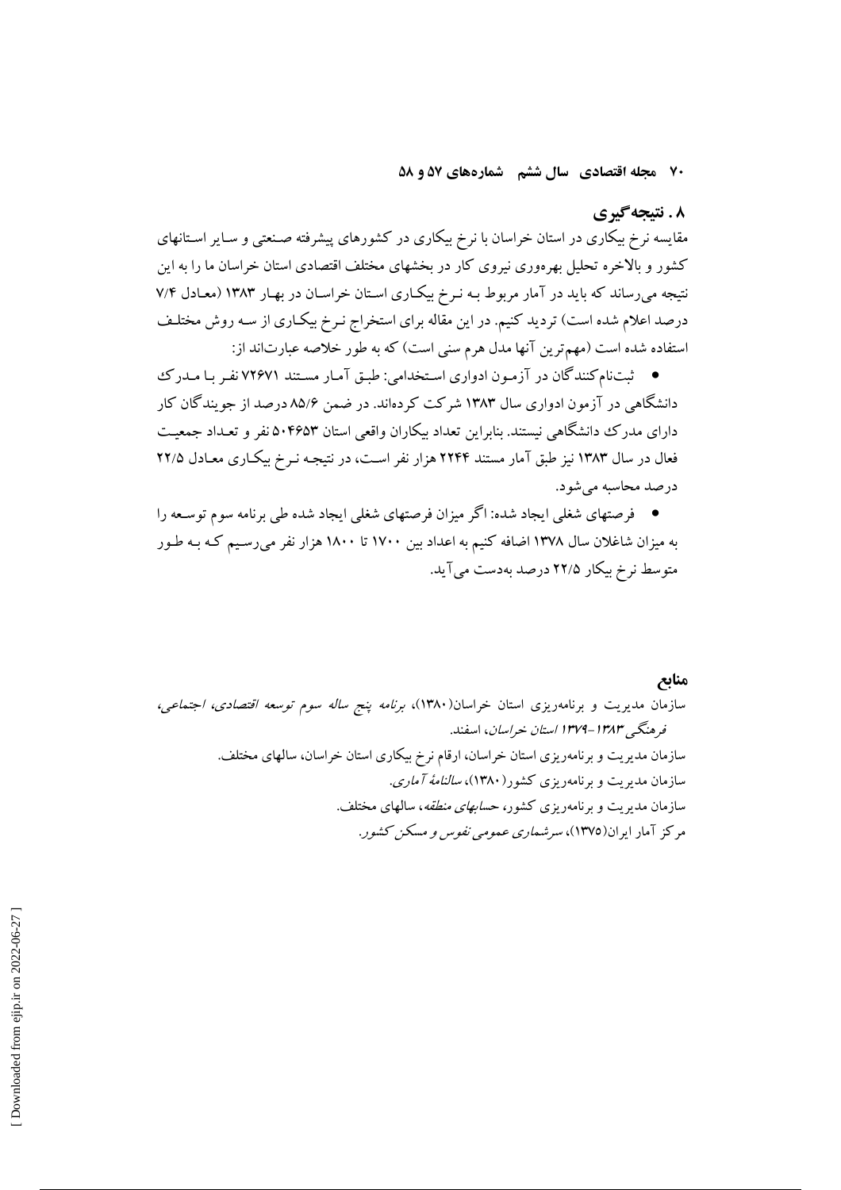## ۸ . نتیجه‌گیری

مقایسه نرخ بیکاری در استان خراسان با نرخ بیکاری در کشورهای پیشرفته صنعتی و سایر استانهای کشور و بالاخره تحلیل بهره‌وری نیروی کار در بخشهای مختلف اقتصادی استان خراسان ما را به این نتیجه می‌رساند که باید در آمار مربوط بـه نـرخ بیکـاری اسـتان خراسـان در بهـار ۱۳۸۳ (معـادل ۷/۴ درصد اعلام شده است) تردید کنیم. در این مقاله برای استخراج نـرخ بیکـاری از سـه روش مختلـف استفاده شده است (مهم‌ترین آنها مدل هرم سنی است) که به طور خلاصه عبارت‌اند از:

- ثبت‌نام‌کنندگان در آزمـون ادواری اسـتخدامی: طبـق آمـار مسـتند ۷۲۶۷۱ نفـر بـا مـدرک دانشگاهی در آزمون ادواری سال ۱۳۸۳ شرکت کرده‌اند. در ضمن ۸۵/۶ درصد از جویندگان کار دارای مدرک دانشگاهی نیستند. بنابراین تعداد بیکاران واقعی استان ۵۰۴۶۵۳ نفر و تعـداد جمعیـت فعال در سال ۱۳۸۳ نیز طبق آمار مستند ۲۲۴۴ هزار نفر اسـت، در نتیجـه نـرخ بیکـاری معـادل ۲۲/۵ درصد محاسبه می‌شود.
- فرصتهای شغلی ایجاد شده: اگر میزان فرصتهای شغلی ایجاد شده طی برنامه سوم توسـعه را به میزان شاغلان سال ۱۳۷۸ اضافه کنیم به اعداد بین ۱۷۰۰ تا ۱۸۰۰ هزار نفر می‌رسـیم کـه بـه طـور متوسط نرخ بیکار ۲۲/۵ درصد به‌دست می‌آید.

## منابع

سازمان مدیریت و برنامه‌ریزی استان خراسان(۱۳۸۰)، *برنامه پنج ساله سوم توسعه اقتصادی، اجتماعی، فرهنگی ۱۳۸۳-۱۳۷۹ استان خراسان*، اسفند.

سازمان مدیریت و برنامه‌ریزی استان خراسان، ارقام نرخ بیکاری استان خراسان، سالهای مختلف.

سازمان مدیریت و برنامه‌ریزی کشور(۱۳۸۰)، *سالنامهٔ آماری*.

سازمان مدیریت و برنامه‌ریزی کشور، *حسابهای منطقه*، سالهای مختلف.

مرکز آمار ایران(۱۳۷۵)، *سرشماری عمومی نفوس و مسکن کشور*.